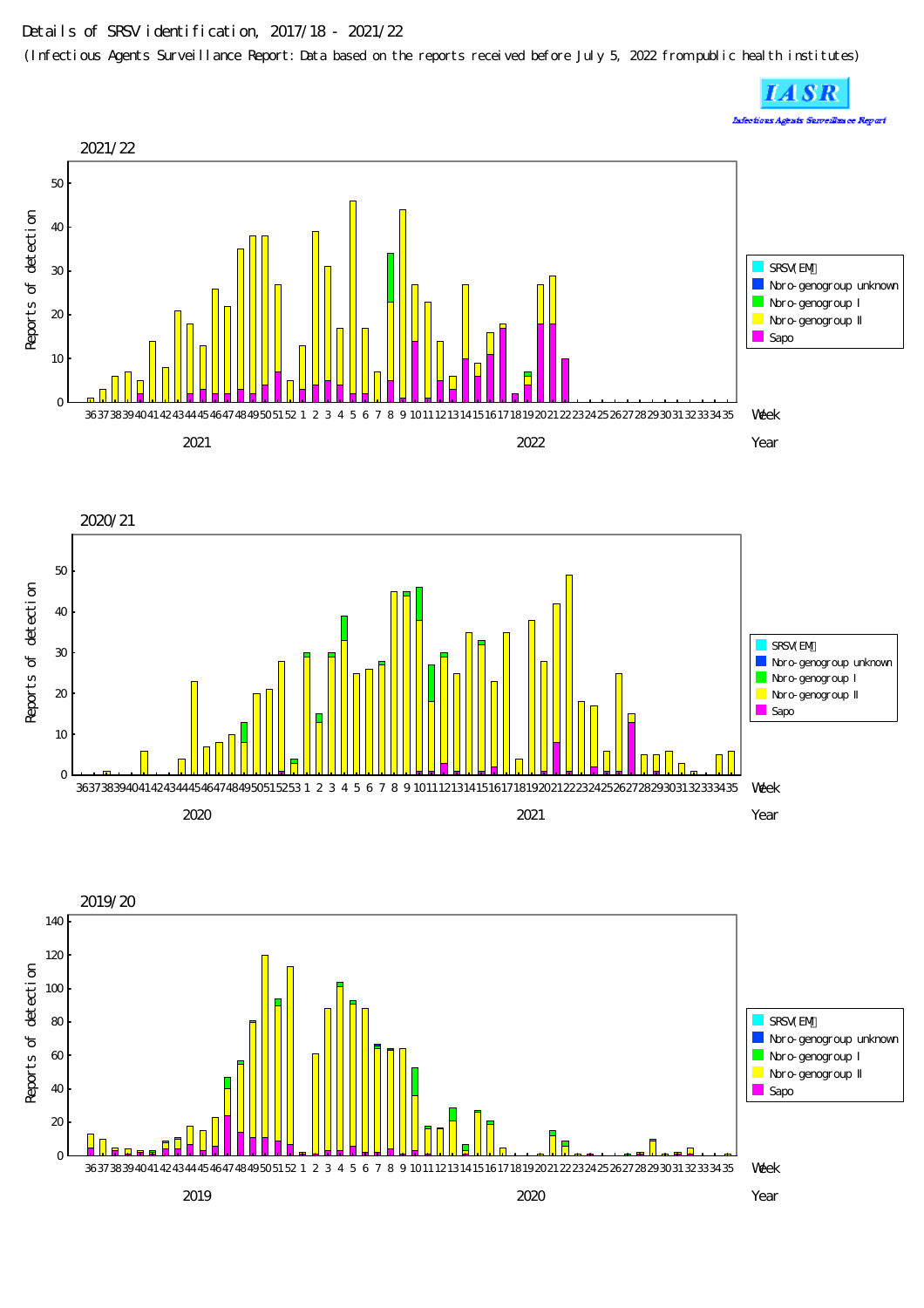Details of SRSV identification, 2017/18 - 2021/22

(Infectious Agents Surveillance Report: Data based on the reports received before July 5, 2022 from public health institutes)

IASR

Infectious Agents Surveillance Report

2021/22

Reports of detection

Week: 36 37 38 39 40 41 42 43 44 45 46 47 48 49 50 51 52 1 2 3 4 5 6 7 8 9 10 11 12 13 14 15 16 17 18 19 20 21 22 23 24 25 26 27 28 29 30 31 32 33 34 35

Year: 2021, 2022

- SRSV(EM)
- Noro-genogroup unknown
- Noro-genogroup I
- Noro-genogroup II
- Sapo

2020/21

Reports of detection

Week: 36 37 38 39 40 41 42 43 44 45 46 47 48 49 50 51 52 53 1 2 3 4 5 6 7 8 9 10 11 12 13 14 15 16 17 18 19 20 21 22 23 24 25 26 27 28 29 30 31 32 33 34 35

Year: 2020, 2021

- SRSV(EM)
- Noro-genogroup unknown
- Noro-genogroup I
- Noro-genogroup II
- Sapo

2019/20

Reports of detection

Week: 36 37 38 39 40 41 42 43 44 45 46 47 48 49 50 51 52 1 2 3 4 5 6 7 8 9 10 11 12 13 14 15 16 17 18 19 20 21 22 23 24 25 26 27 28 29 30 31 32 33 34 35

Year: 2019, 2020

- SRSV(EM)
- Noro-genogroup unknown
- Noro-genogroup I
- Noro-genogroup II
- Sapo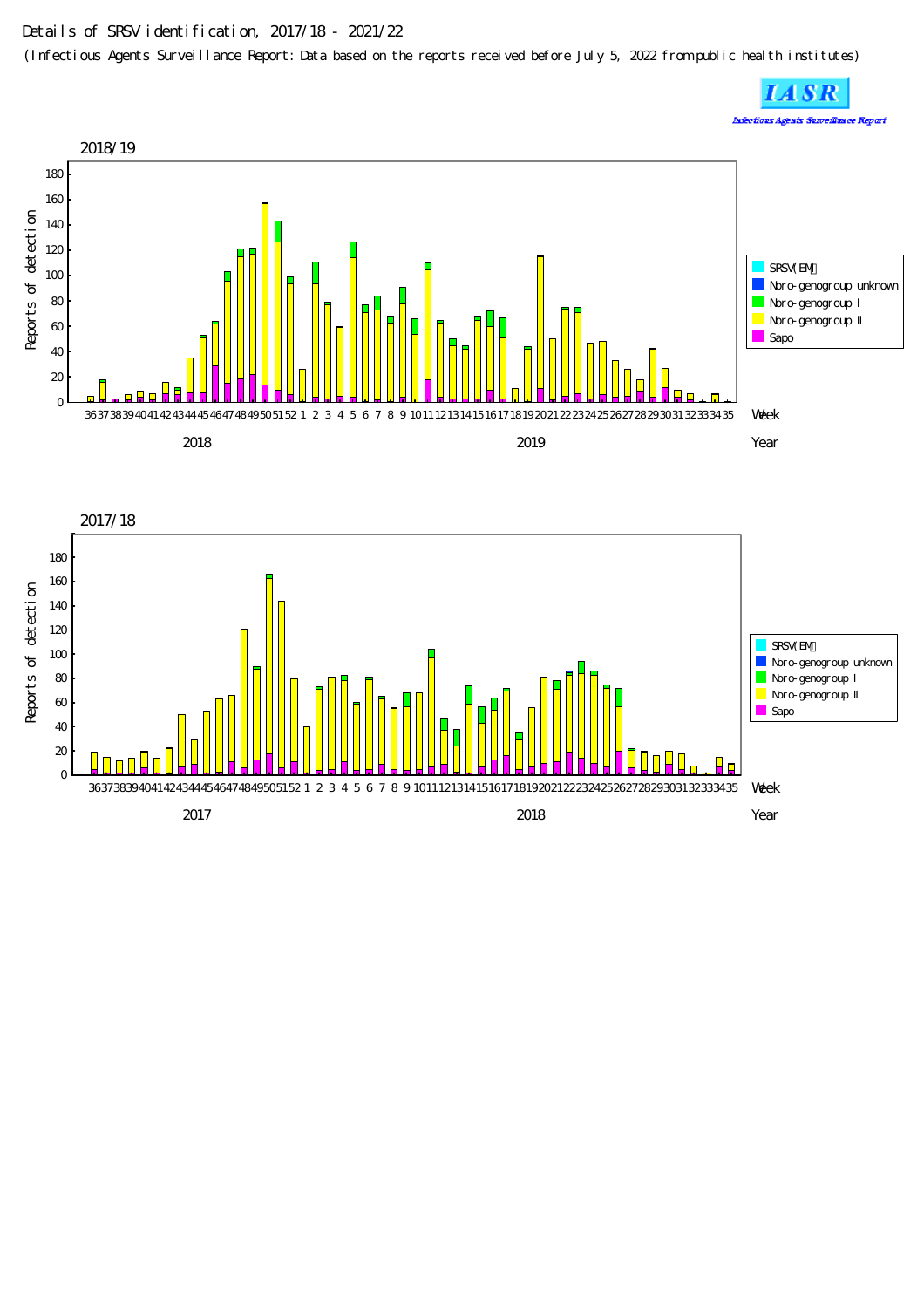Details of SRSV identification, 2017/18 - 2021/22

(Infectious Agents Surveillance Report: Data based on the reports received before July 5, 2022 from public health institutes)

IASR
Infectious Agents Surveillance Report

2018/19

Reports of detection

180
160
140
120
100
80
60
40
20
0

36 37 38 39 40 41 42 43 44 45 46 47 48 49 50 51 52 1 2 3 4 5 6 7 8 9 10 11 12 13 14 15 16 17 18 19 20 21 22 23 24 25 26 27 28 29 30 31 32 33 34 35 Week

2018 2019 Year

SRSV(EM)
Noro-genogroup unknown
Noro-genogroup I
Noro-genogroup II
Sapo

2017/18

Reports of detection

180
160
140
120
100
80
60
40
20
0

36 37 38 39 40 41 42 43 44 45 46 47 48 49 50 51 52 1 2 3 4 5 6 7 8 9 10 11 12 13 14 15 16 17 18 19 20 21 22 23 24 25 26 27 28 29 30 31 32 33 34 35 Week

2017 2018 Year

SRSV(EM)
Noro-genogroup unknown
Noro-genogroup I
Noro-genogroup II
Sapo